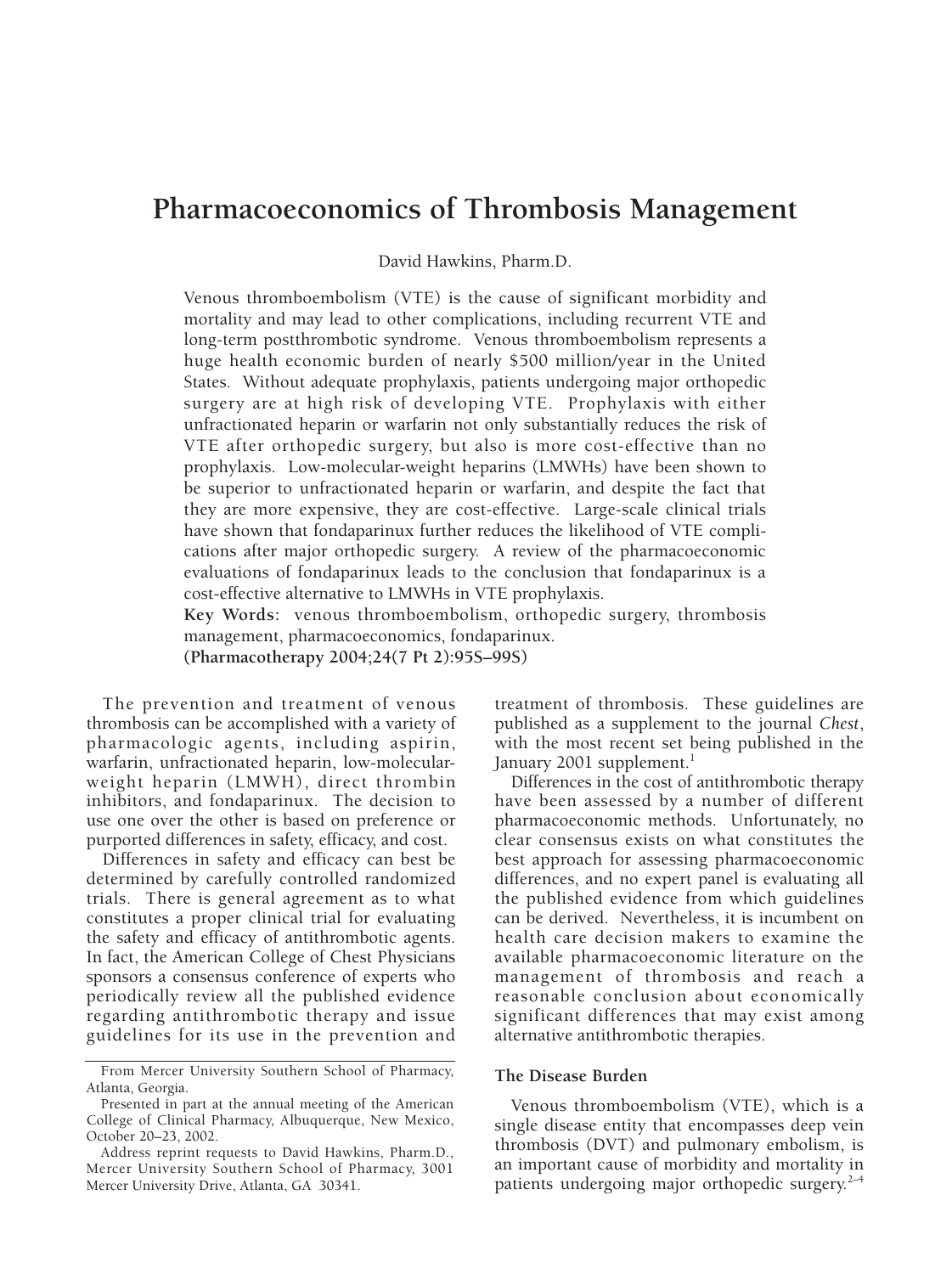# Pharmacoeconomics of Thrombosis Management

David Hawkins, Pharm.D.

Venous thromboembolism (VTE) is the cause of significant morbidity and mortality and may lead to other complications, including recurrent VTE and long-term postthrombotic syndrome. Venous thromboembolism represents a huge health economic burden of nearly $500 million/year in the United States. Without adequate prophylaxis, patients undergoing major orthopedic surgery are at high risk of developing VTE. Prophylaxis with either unfractionated heparin or warfarin not only substantially reduces the risk of VTE after orthopedic surgery, but also is more cost-effective than no prophylaxis. Low-molecular-weight heparins (LMWHs) have been shown to be superior to unfractionated heparin or warfarin, and despite the fact that they are more expensive, they are cost-effective. Large-scale clinical trials have shown that fondaparinux further reduces the likelihood of VTE complications after major orthopedic surgery. A review of the pharmacoeconomic evaluations of fondaparinux leads to the conclusion that fondaparinux is a cost-effective alternative to LMWHs in VTE prophylaxis.

**Key Words:** venous thromboembolism, orthopedic surgery, thrombosis management, pharmacoeconomics, fondaparinux.

**(Pharmacotherapy 2004;24(7 Pt 2):95S–99S)**

The prevention and treatment of venous thrombosis can be accomplished with a variety of pharmacologic agents, including aspirin, warfarin, unfractionated heparin, low-molecular-weight heparin (LMWH), direct thrombin inhibitors, and fondaparinux. The decision to use one over the other is based on preference or purported differences in safety, efficacy, and cost.

Differences in safety and efficacy can best be determined by carefully controlled randomized trials. There is general agreement as to what constitutes a proper clinical trial for evaluating the safety and efficacy of antithrombotic agents. In fact, the American College of Chest Physicians sponsors a consensus conference of experts who periodically review all the published evidence regarding antithrombotic therapy and issue guidelines for its use in the prevention and treatment of thrombosis. These guidelines are published as a supplement to the journal *Chest*, with the most recent set being published in the January 2001 supplement.[1]

Differences in the cost of antithrombotic therapy have been assessed by a number of different pharmacoeconomic methods. Unfortunately, no clear consensus exists on what constitutes the best approach for assessing pharmacoeconomic differences, and no expert panel is evaluating all the published evidence from which guidelines can be derived. Nevertheless, it is incumbent on health care decision makers to examine the available pharmacoeconomic literature on the management of thrombosis and reach a reasonable conclusion about economically significant differences that may exist among alternative antithrombotic therapies.

## The Disease Burden

Venous thromboembolism (VTE), which is a single disease entity that encompasses deep vein thrombosis (DVT) and pulmonary embolism, is an important cause of morbidity and mortality in patients undergoing major orthopedic surgery.[2–4]

From Mercer University Southern School of Pharmacy, Atlanta, Georgia.

Presented in part at the annual meeting of the American College of Clinical Pharmacy, Albuquerque, New Mexico, October 20–23, 2002.

Address reprint requests to David Hawkins, Pharm.D., Mercer University Southern School of Pharmacy, 3001 Mercer University Drive, Atlanta, GA 30341.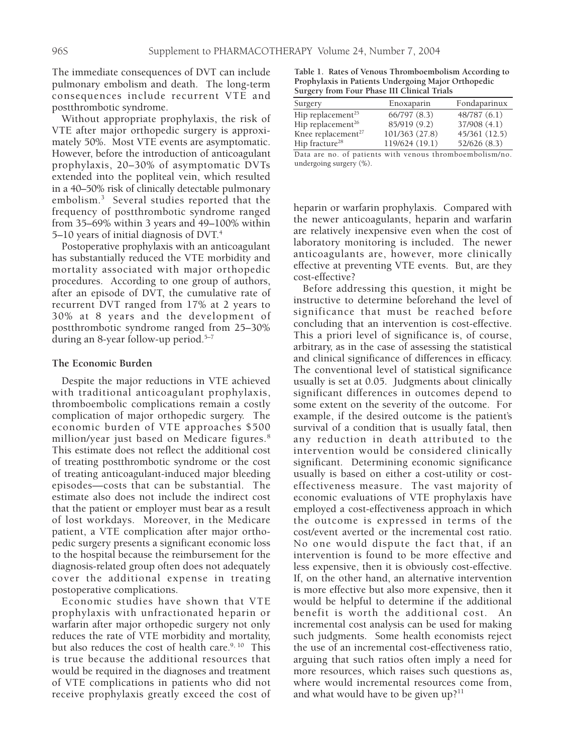The immediate consequences of DVT can include pulmonary embolism and death. The long-term consequences include recurrent VTE and postthrombotic syndrome.

Without appropriate prophylaxis, the risk of VTE after major orthopedic surgery is approximately 50%. Most VTE events are asymptomatic. However, before the introduction of anticoagulant prophylaxis, 20–30% of asymptomatic DVTs extended into the popliteal vein, which resulted in a 40–50% risk of clinically detectable pulmonary embolism.[3] Several studies reported that the frequency of postthrombotic syndrome ranged from 35–69% within 3 years and 49–100% within 5–10 years of initial diagnosis of DVT.[4]

Postoperative prophylaxis with an anticoagulant has substantially reduced the VTE morbidity and mortality associated with major orthopedic procedures. According to one group of authors, after an episode of DVT, the cumulative rate of recurrent DVT ranged from 17% at 2 years to 30% at 8 years and the development of postthrombotic syndrome ranged from 25–30% during an 8-year follow-up period.[5–7]

### The Economic Burden

Despite the major reductions in VTE achieved with traditional anticoagulant prophylaxis, thromboembolic complications remain a costly complication of major orthopedic surgery. The economic burden of VTE approaches $500 million/year just based on Medicare figures.[8] This estimate does not reflect the additional cost of treating postthrombotic syndrome or the cost of treating anticoagulant-induced major bleeding episodes—costs that can be substantial. The estimate also does not include the indirect cost that the patient or employer must bear as a result of lost workdays. Moreover, in the Medicare patient, a VTE complication after major orthopedic surgery presents a significant economic loss to the hospital because the reimbursement for the diagnosis-related group often does not adequately cover the additional expense in treating postoperative complications.

Economic studies have shown that VTE prophylaxis with unfractionated heparin or warfarin after major orthopedic surgery not only reduces the rate of VTE morbidity and mortality, but also reduces the cost of health care.[9, 10] This is true because the additional resources that would be required in the diagnoses and treatment of VTE complications in patients who did not receive prophylaxis greatly exceed the cost of heparin or warfarin prophylaxis. Compared with the newer anticoagulants, heparin and warfarin are relatively inexpensive even when the cost of laboratory monitoring is included. The newer anticoagulants are, however, more clinically effective at preventing VTE events. But, are they cost-effective?

**Table 1. Rates of Venous Thromboembolism According to Prophylaxis in Patients Undergoing Major Orthopedic Surgery from Four Phase III Clinical Trials**

| Surgery | Enoxaparin | Fondaparinux |
|---|---|---|
| Hip replacement[25] | 66/797 (8.3) | 48/787 (6.1) |
| Hip replacement[26] | 85/919 (9.2) | 37/908 (4.1) |
| Knee replacement[27] | 101/363 (27.8) | 45/361 (12.5) |
| Hip fracture[28] | 119/624 (19.1) | 52/626 (8.3) |

Data are no. of patients with venous thromboembolism/no. undergoing surgery (%).

Before addressing this question, it might be instructive to determine beforehand the level of significance that must be reached before concluding that an intervention is cost-effective. This a priori level of significance is, of course, arbitrary, as in the case of assessing the statistical and clinical significance of differences in efficacy. The conventional level of statistical significance usually is set at 0.05. Judgments about clinically significant differences in outcomes depend to some extent on the severity of the outcome. For example, if the desired outcome is the patient's survival of a condition that is usually fatal, then any reduction in death attributed to the intervention would be considered clinically significant. Determining economic significance usually is based on either a cost-utility or cost-effectiveness measure. The vast majority of economic evaluations of VTE prophylaxis have employed a cost-effectiveness approach in which the outcome is expressed in terms of the cost/event averted or the incremental cost ratio. No one would dispute the fact that, if an intervention is found to be more effective and less expensive, then it is obviously cost-effective. If, on the other hand, an alternative intervention is more effective but also more expensive, then it would be helpful to determine if the additional benefit is worth the additional cost. An incremental cost analysis can be used for making such judgments. Some health economists reject the use of an incremental cost-effectiveness ratio, arguing that such ratios often imply a need for more resources, which raises such questions as, where would incremental resources come from, and what would have to be given up?[11]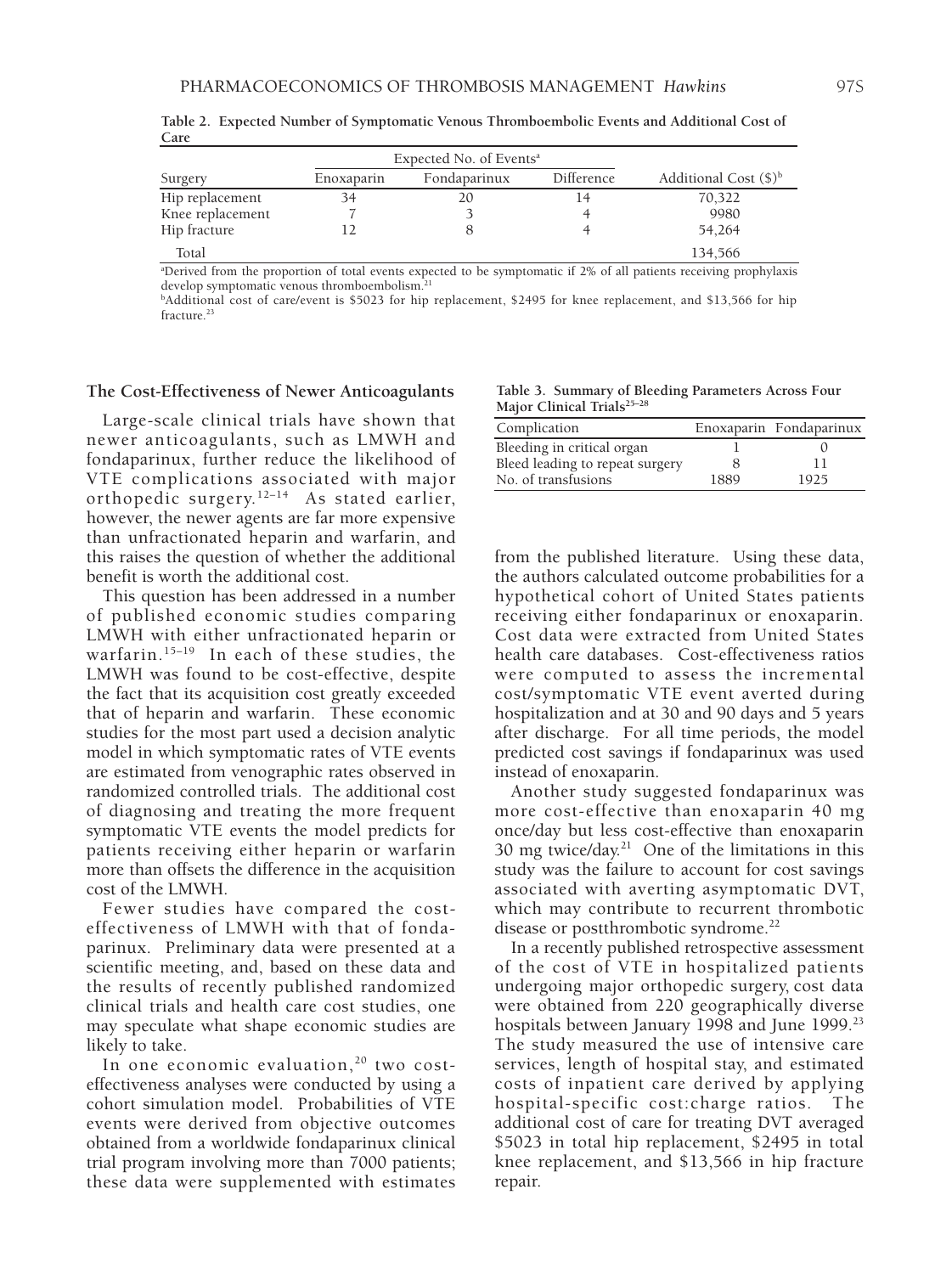**Table 2. Expected Number of Symptomatic Venous Thromboembolic Events and Additional Cost of Care**

| Surgery | Expected No. of Events[a] | | | Additional Cost ($)[b] |
|---|---|---|---|---|
| | Enoxaparin | Fondaparinux | Difference | |
| Hip replacement | 34 | 20 | 14 | 70,322 |
| Knee replacement | 7 | 3 | 4 | 9980 |
| Hip fracture | 12 | 8 | 4 | 54,264 |
| Total | | | | 134,566 |

[a]Derived from the proportion of total events expected to be symptomatic if 2% of all patients receiving prophylaxis develop symptomatic venous thromboembolism.[21]

[b]Additional cost of care/event is $5023 for hip replacement, $2495 for knee replacement, and $13,566 for hip fracture.[23]

## The Cost-Effectiveness of Newer Anticoagulants

Large-scale clinical trials have shown that newer anticoagulants, such as LMWH and fondaparinux, further reduce the likelihood of VTE complications associated with major orthopedic surgery.[12–14] As stated earlier, however, the newer agents are far more expensive than unfractionated heparin and warfarin, and this raises the question of whether the additional benefit is worth the additional cost.

This question has been addressed in a number of published economic studies comparing LMWH with either unfractionated heparin or warfarin.[15–19] In each of these studies, the LMWH was found to be cost-effective, despite the fact that its acquisition cost greatly exceeded that of heparin and warfarin. These economic studies for the most part used a decision analytic model in which symptomatic rates of VTE events are estimated from venographic rates observed in randomized controlled trials. The additional cost of diagnosing and treating the more frequent symptomatic VTE events the model predicts for patients receiving either heparin or warfarin more than offsets the difference in the acquisition cost of the LMWH.

Fewer studies have compared the cost-effectiveness of LMWH with that of fondaparinux. Preliminary data were presented at a scientific meeting, and, based on these data and the results of recently published randomized clinical trials and health care cost studies, one may speculate what shape economic studies are likely to take.

In one economic evaluation,[20] two cost-effectiveness analyses were conducted by using a cohort simulation model. Probabilities of VTE events were derived from objective outcomes obtained from a worldwide fondaparinux clinical trial program involving more than 7000 patients; these data were supplemented with estimates from the published literature. Using these data, the authors calculated outcome probabilities for a hypothetical cohort of United States patients receiving either fondaparinux or enoxaparin. Cost data were extracted from United States health care databases. Cost-effectiveness ratios were computed to assess the incremental cost/symptomatic VTE event averted during hospitalization and at 30 and 90 days and 5 years after discharge. For all time periods, the model predicted cost savings if fondaparinux was used instead of enoxaparin.

**Table 3. Summary of Bleeding Parameters Across Four Major Clinical Trials[25–28]**

| Complication | Enoxaparin | Fondaparinux |
|---|---|---|
| Bleeding in critical organ | 1 | 0 |
| Bleed leading to repeat surgery | 8 | 11 |
| No. of transfusions | 1889 | 1925 |

Another study suggested fondaparinux was more cost-effective than enoxaparin 40 mg once/day but less cost-effective than enoxaparin 30 mg twice/day.[21] One of the limitations in this study was the failure to account for cost savings associated with averting asymptomatic DVT, which may contribute to recurrent thrombotic disease or postthrombotic syndrome.[22]

In a recently published retrospective assessment of the cost of VTE in hospitalized patients undergoing major orthopedic surgery, cost data were obtained from 220 geographically diverse hospitals between January 1998 and June 1999.[23] The study measured the use of intensive care services, length of hospital stay, and estimated costs of inpatient care derived by applying hospital-specific cost:charge ratios. The additional cost of care for treating DVT averaged $5023 in total hip replacement, $2495 in total knee replacement, and $13,566 in hip fracture repair.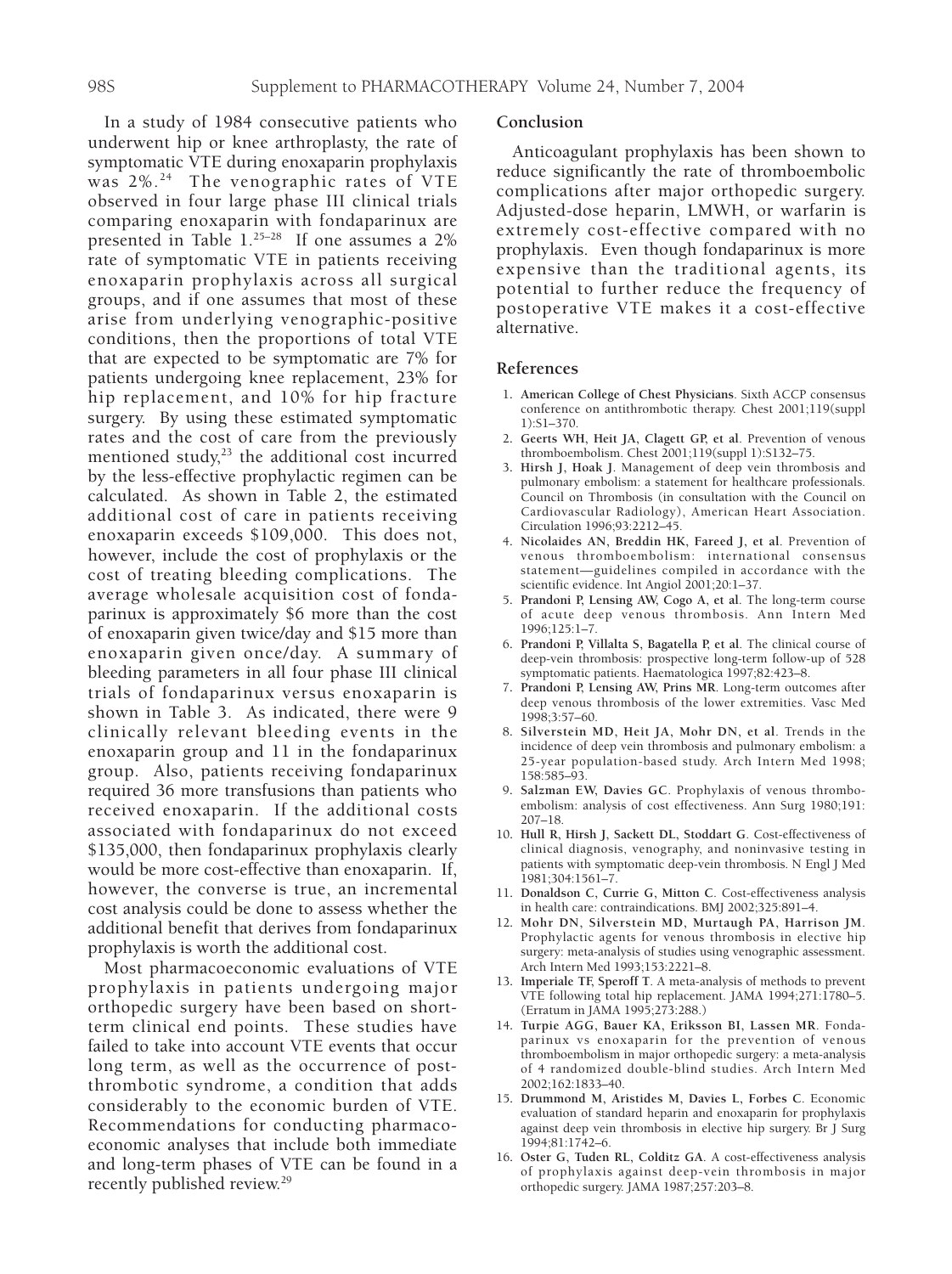In a study of 1984 consecutive patients who underwent hip or knee arthroplasty, the rate of symptomatic VTE during enoxaparin prophylaxis was 2%.[24] The venographic rates of VTE observed in four large phase III clinical trials comparing enoxaparin with fondaparinux are presented in Table 1.[25–28] If one assumes a 2% rate of symptomatic VTE in patients receiving enoxaparin prophylaxis across all surgical groups, and if one assumes that most of these arise from underlying venographic-positive conditions, then the proportions of total VTE that are expected to be symptomatic are 7% for patients undergoing knee replacement, 23% for hip replacement, and 10% for hip fracture surgery. By using these estimated symptomatic rates and the cost of care from the previously mentioned study,[23] the additional cost incurred by the less-effective prophylactic regimen can be calculated. As shown in Table 2, the estimated additional cost of care in patients receiving enoxaparin exceeds $109,000. This does not, however, include the cost of prophylaxis or the cost of treating bleeding complications. The average wholesale acquisition cost of fondaparinux is approximately $6 more than the cost of enoxaparin given twice/day and $15 more than enoxaparin given once/day. A summary of bleeding parameters in all four phase III clinical trials of fondaparinux versus enoxaparin is shown in Table 3. As indicated, there were 9 clinically relevant bleeding events in the enoxaparin group and 11 in the fondaparinux group. Also, patients receiving fondaparinux required 36 more transfusions than patients who received enoxaparin. If the additional costs associated with fondaparinux do not exceed $135,000, then fondaparinux prophylaxis clearly would be more cost-effective than enoxaparin. If, however, the converse is true, an incremental cost analysis could be done to assess whether the additional benefit that derives from fondaparinux prophylaxis is worth the additional cost.

Most pharmacoeconomic evaluations of VTE prophylaxis in patients undergoing major orthopedic surgery have been based on short-term clinical end points. These studies have failed to take into account VTE events that occur long term, as well as the occurrence of post-thrombotic syndrome, a condition that adds considerably to the economic burden of VTE. Recommendations for conducting pharmacoeconomic analyses that include both immediate and long-term phases of VTE can be found in a recently published review.[29]

## Conclusion

Anticoagulant prophylaxis has been shown to reduce significantly the rate of thromboembolic complications after major orthopedic surgery. Adjusted-dose heparin, LMWH, or warfarin is extremely cost-effective compared with no prophylaxis. Even though fondaparinux is more expensive than the traditional agents, its potential to further reduce the frequency of postoperative VTE makes it a cost-effective alternative.

## References

1. **American College of Chest Physicians**. Sixth ACCP consensus conference on antithrombotic therapy. Chest 2001;119(suppl 1):S1–370.
2. **Geerts WH, Heit JA, Clagett GP, et al**. Prevention of venous thromboembolism. Chest 2001;119(suppl 1):S132–75.
3. **Hirsh J, Hoak J**. Management of deep vein thrombosis and pulmonary embolism: a statement for healthcare professionals. Council on Thrombosis (in consultation with the Council on Cardiovascular Radiology), American Heart Association. Circulation 1996;93:2212–45.
4. **Nicolaides AN, Breddin HK, Fareed J, et al**. Prevention of venous thromboembolism: international consensus statement—guidelines compiled in accordance with the scientific evidence. Int Angiol 2001;20:1–37.
5. **Prandoni P, Lensing AW, Cogo A, et al**. The long-term course of acute deep venous thrombosis. Ann Intern Med 1996;125:1–7.
6. **Prandoni P, Villalta S, Bagatella P, et al**. The clinical course of deep-vein thrombosis: prospective long-term follow-up of 528 symptomatic patients. Haematologica 1997;82:423–8.
7. **Prandoni P, Lensing AW, Prins MR**. Long-term outcomes after deep venous thrombosis of the lower extremities. Vasc Med 1998;3:57–60.
8. **Silverstein MD, Heit JA, Mohr DN, et al**. Trends in the incidence of deep vein thrombosis and pulmonary embolism: a 25-year population-based study. Arch Intern Med 1998; 158:585–93.
9. **Salzman EW, Davies GC**. Prophylaxis of venous thromboembolism: analysis of cost effectiveness. Ann Surg 1980;191: 207–18.
10. **Hull R, Hirsh J, Sackett DL, Stoddart G**. Cost-effectiveness of clinical diagnosis, venography, and noninvasive testing in patients with symptomatic deep-vein thrombosis. N Engl J Med 1981;304:1561–7.
11. **Donaldson C, Currie G, Mitton C**. Cost-effectiveness analysis in health care: contraindications. BMJ 2002;325:891–4.
12. **Mohr DN, Silverstein MD, Murtaugh PA, Harrison JM**. Prophylactic agents for venous thrombosis in elective hip surgery: meta-analysis of studies using venographic assessment. Arch Intern Med 1993;153:2221–8.
13. **Imperiale TF, Speroff T**. A meta-analysis of methods to prevent VTE following total hip replacement. JAMA 1994;271:1780–5. (Erratum in JAMA 1995;273:288.)
14. **Turpie AGG, Bauer KA, Eriksson BI, Lassen MR**. Fondaparinux vs enoxaparin for the prevention of venous thromboembolism in major orthopedic surgery: a meta-analysis of 4 randomized double-blind studies. Arch Intern Med 2002;162:1833–40.
15. **Drummond M, Aristides M, Davies L, Forbes C**. Economic evaluation of standard heparin and enoxaparin for prophylaxis against deep vein thrombosis in elective hip surgery. Br J Surg 1994;81:1742–6.
16. **Oster G, Tuden RL, Colditz GA**. A cost-effectiveness analysis of prophylaxis against deep-vein thrombosis in major orthopedic surgery. JAMA 1987;257:203–8.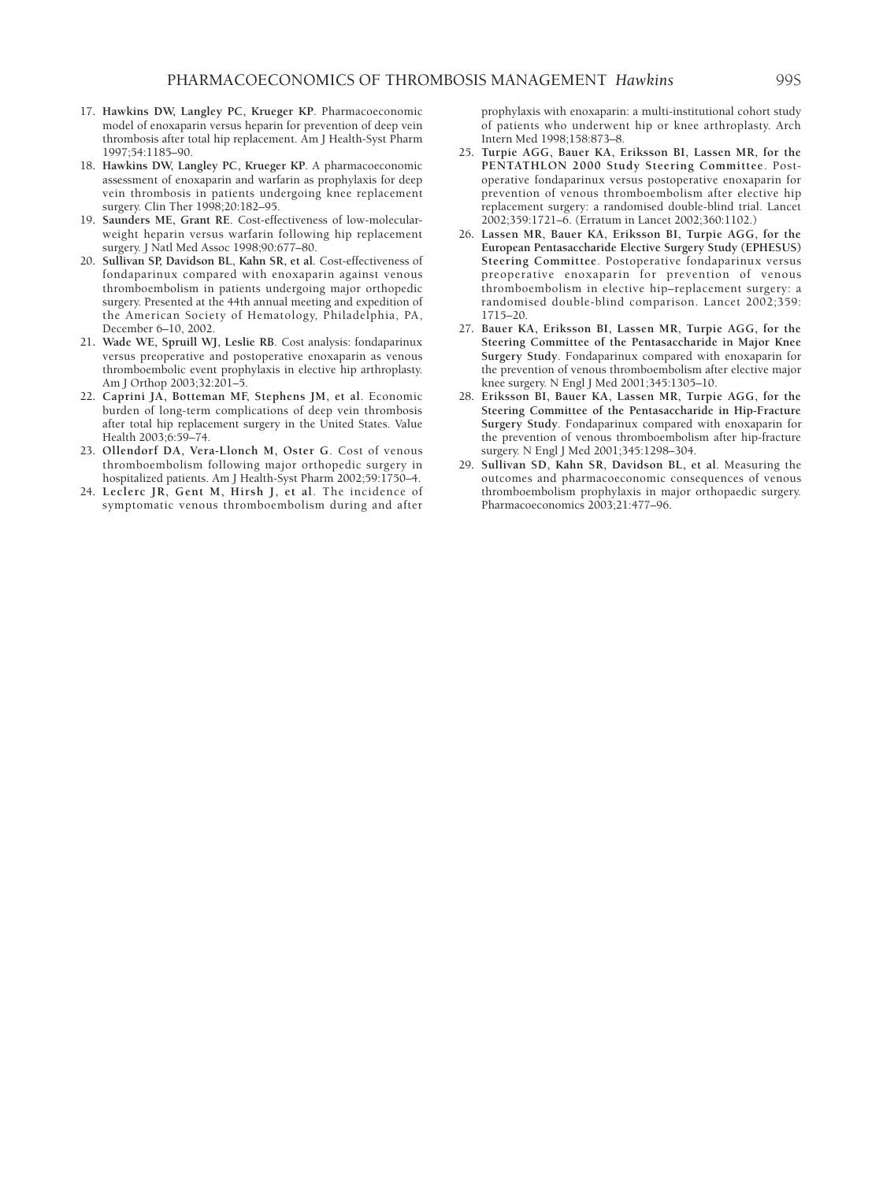17. **Hawkins DW, Langley PC, Krueger KP**. Pharmacoeconomic model of enoxaparin versus heparin for prevention of deep vein thrombosis after total hip replacement. Am J Health-Syst Pharm 1997;54:1185–90.
18. **Hawkins DW, Langley PC, Krueger KP**. A pharmacoeconomic assessment of enoxaparin and warfarin as prophylaxis for deep vein thrombosis in patients undergoing knee replacement surgery. Clin Ther 1998;20:182–95.
19. **Saunders ME, Grant RE**. Cost-effectiveness of low-molecular-weight heparin versus warfarin following hip replacement surgery. J Natl Med Assoc 1998;90:677–80.
20. **Sullivan SP, Davidson BL, Kahn SR, et al**. Cost-effectiveness of fondaparinux compared with enoxaparin against venous thromboembolism in patients undergoing major orthopedic surgery. Presented at the 44th annual meeting and expedition of the American Society of Hematology, Philadelphia, PA, December 6–10, 2002.
21. **Wade WE, Spruill WJ, Leslie RB**. Cost analysis: fondaparinux versus preoperative and postoperative enoxaparin as venous thromboembolic event prophylaxis in elective hip arthroplasty. Am J Orthop 2003;32:201–5.
22. **Caprini JA, Botteman MF, Stephens JM, et al**. Economic burden of long-term complications of deep vein thrombosis after total hip replacement surgery in the United States. Value Health 2003;6:59–74.
23. **Ollendorf DA, Vera-Llonch M, Oster G**. Cost of venous thromboembolism following major orthopedic surgery in hospitalized patients. Am J Health-Syst Pharm 2002;59:1750–4.
24. **Leclerc JR, Gent M, Hirsh J, et al**. The incidence of symptomatic venous thromboembolism during and after prophylaxis with enoxaparin: a multi-institutional cohort study of patients who underwent hip or knee arthroplasty. Arch Intern Med 1998;158:873–8.
25. **Turpie AGG, Bauer KA, Eriksson BI, Lassen MR, for the PENTATHLON 2000 Study Steering Committee**. Postoperative fondaparinux versus postoperative enoxaparin for prevention of venous thromboembolism after elective hip replacement surgery: a randomised double-blind trial. Lancet 2002;359:1721–6. (Erratum in Lancet 2002;360:1102.)
26. **Lassen MR, Bauer KA, Eriksson BI, Turpie AGG, for the European Pentasaccharide Elective Surgery Study (EPHESUS) Steering Committee**. Postoperative fondaparinux versus preoperative enoxaparin for prevention of venous thromboembolism in elective hip–replacement surgery: a randomised double-blind comparison. Lancet 2002;359: 1715–20.
27. **Bauer KA, Eriksson BI, Lassen MR, Turpie AGG, for the Steering Committee of the Pentasaccharide in Major Knee Surgery Study**. Fondaparinux compared with enoxaparin for the prevention of venous thromboembolism after elective major knee surgery. N Engl J Med 2001;345:1305–10.
28. **Eriksson BI, Bauer KA, Lassen MR, Turpie AGG, for the Steering Committee of the Pentasaccharide in Hip-Fracture Surgery Study**. Fondaparinux compared with enoxaparin for the prevention of venous thromboembolism after hip-fracture surgery. N Engl J Med 2001;345:1298–304.
29. **Sullivan SD, Kahn SR, Davidson BL, et al**. Measuring the outcomes and pharmacoeconomic consequences of venous thromboembolism prophylaxis in major orthopaedic surgery. Pharmacoeconomics 2003;21:477–96.